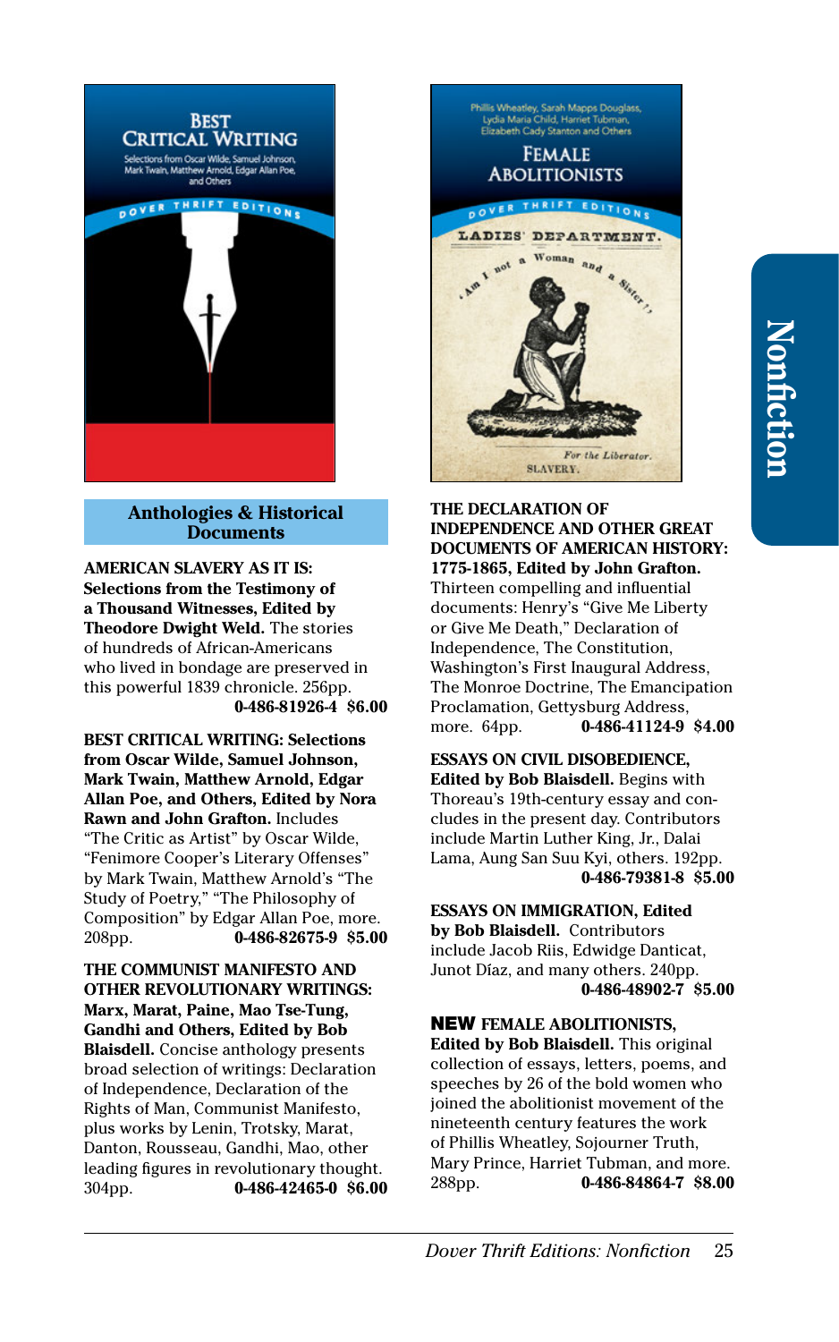## Anthologies & Historical Documents

**AMERICAN SLAVERY AS IT IS: Selections from the Testimony of a Thousand Witnesses, Edited by Theodore Dwight Weld.** The stories of hundreds of African-Americans who lived in bondage are preserved in this powerful 1839 chronicle. 256pp. **0-486-81926-4 $6.00**

**BEST CRITICAL WRITING: Selections from Oscar Wilde, Samuel Johnson, Mark Twain, Matthew Arnold, Edgar Allan Poe, and Others, Edited by Nora Rawn and John Grafton.** Includes "The Critic as Artist" by Oscar Wilde, "Fenimore Cooper's Literary Offenses" by Mark Twain, Matthew Arnold's "The Study of Poetry," "The Philosophy of Composition" by Edgar Allan Poe, more. 208pp. **0-486-82675-9 $5.00**

**THE COMMUNIST MANIFESTO AND OTHER REVOLUTIONARY WRITINGS: Marx, Marat, Paine, Mao Tse-Tung, Gandhi and Others, Edited by Bob Blaisdell.** Concise anthology presents broad selection of writings: Declaration of Independence, Declaration of the Rights of Man, Communist Manifesto, plus works by Lenin, Trotsky, Marat, Danton, Rousseau, Gandhi, Mao, other leading figures in revolutionary thought. 304pp. **0-486-42465-0 $6.00**

**THE DECLARATION OF INDEPENDENCE AND OTHER GREAT DOCUMENTS OF AMERICAN HISTORY: 1775-1865, Edited by John Grafton.** Thirteen compelling and influential documents: Henry's "Give Me Liberty or Give Me Death," Declaration of Independence, The Constitution, Washington's First Inaugural Address, The Monroe Doctrine, The Emancipation Proclamation, Gettysburg Address, more. 64pp. **0-486-41124-9 $4.00**

**ESSAYS ON CIVIL DISOBEDIENCE, Edited by Bob Blaisdell.** Begins with Thoreau's 19th-century essay and concludes in the present day. Contributors include Martin Luther King, Jr., Dalai Lama, Aung San Suu Kyi, others. 192pp. **0-486-79381-8 $5.00**

**ESSAYS ON IMMIGRATION, Edited by Bob Blaisdell.** Contributors include Jacob Riis, Edwidge Danticat, Junot Díaz, and many others. 240pp. **0-486-48902-7 $5.00**

**NEW FEMALE ABOLITIONISTS, Edited by Bob Blaisdell.** This original collection of essays, letters, poems, and speeches by 26 of the bold women who joined the abolitionist movement of the nineteenth century features the work of Phillis Wheatley, Sojourner Truth, Mary Prince, Harriet Tubman, and more. 288pp. **0-486-84864-7 $8.00**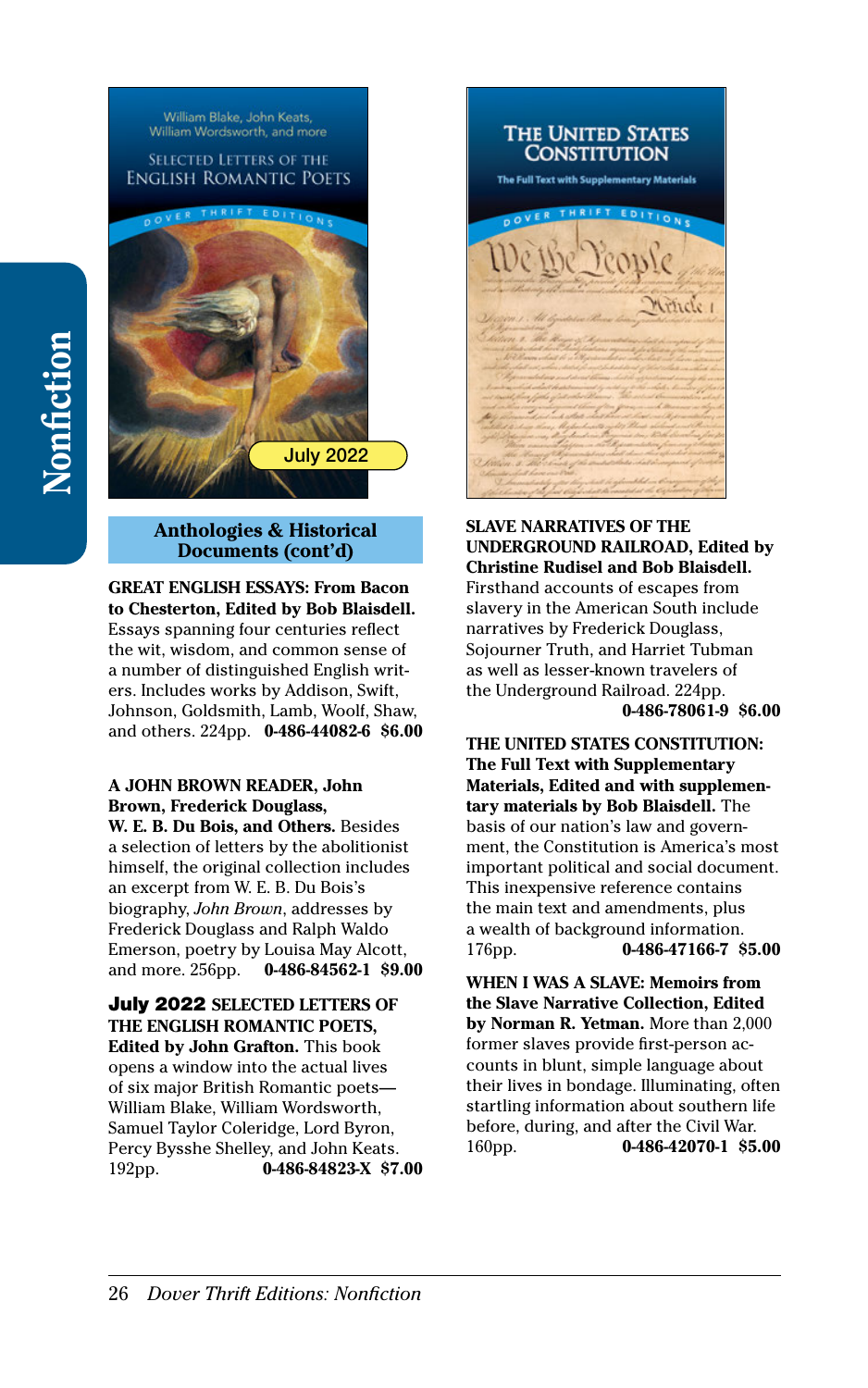Nonfiction

## Anthologies & Historical Documents (cont'd)

**GREAT ENGLISH ESSAYS: From Bacon to Chesterton, Edited by Bob Blaisdell.** Essays spanning four centuries reflect the wit, wisdom, and common sense of a number of distinguished English writers. Includes works by Addison, Swift, Johnson, Goldsmith, Lamb, Woolf, Shaw, and others. 224pp. **0-486-44082-6 $6.00**

**A JOHN BROWN READER, John Brown, Frederick Douglass, W. E. B. Du Bois, and Others.** Besides a selection of letters by the abolitionist himself, the original collection includes an excerpt from W. E. B. Du Bois's biography, *John Brown*, addresses by Frederick Douglass and Ralph Waldo Emerson, poetry by Louisa May Alcott, and more. 256pp. **0-486-84562-1 $9.00**

**July 2022 SELECTED LETTERS OF THE ENGLISH ROMANTIC POETS, Edited by John Grafton.** This book opens a window into the actual lives of six major British Romantic poets—William Blake, William Wordsworth, Samuel Taylor Coleridge, Lord Byron, Percy Bysshe Shelley, and John Keats. 192pp. **0-486-84823-X $7.00**

**SLAVE NARRATIVES OF THE UNDERGROUND RAILROAD, Edited by Christine Rudisel and Bob Blaisdell.** Firsthand accounts of escapes from slavery in the American South include narratives by Frederick Douglass, Sojourner Truth, and Harriet Tubman as well as lesser-known travelers of the Underground Railroad. 224pp. **0-486-78061-9 $6.00**

**THE UNITED STATES CONSTITUTION: The Full Text with Supplementary Materials, Edited and with supplementary materials by Bob Blaisdell.** The basis of our nation's law and government, the Constitution is America's most important political and social document. This inexpensive reference contains the main text and amendments, plus a wealth of background information. 176pp. **0-486-47166-7 $5.00**

**WHEN I WAS A SLAVE: Memoirs from the Slave Narrative Collection, Edited by Norman R. Yetman.** More than 2,000 former slaves provide first-person accounts in blunt, simple language about their lives in bondage. Illuminating, often startling information about southern life before, during, and after the Civil War. 160pp. **0-486-42070-1 $5.00**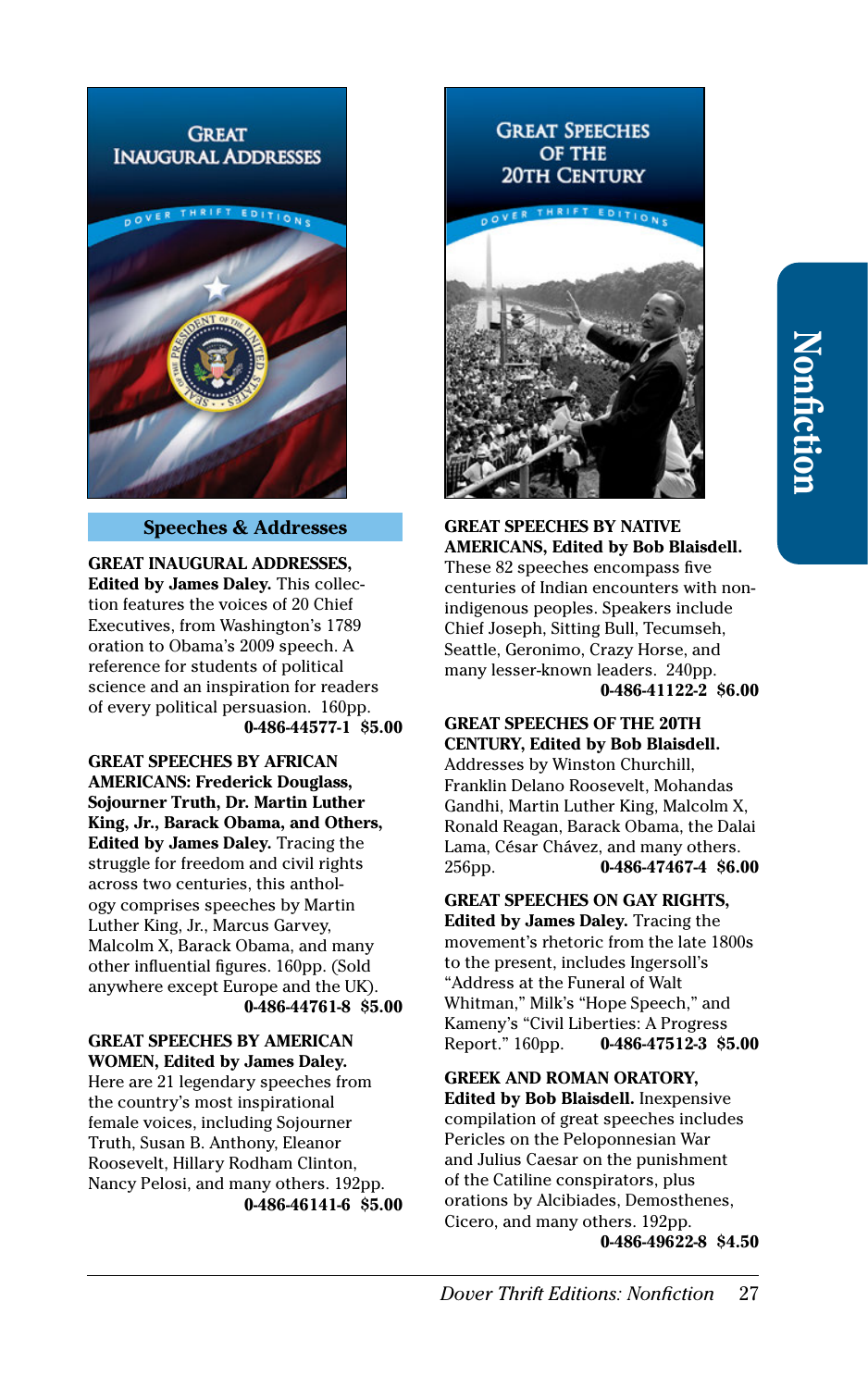## Speeches & Addresses

**GREAT INAUGURAL ADDRESSES, Edited by James Daley.** This collection features the voices of 20 Chief Executives, from Washington's 1789 oration to Obama's 2009 speech. A reference for students of political science and an inspiration for readers of every political persuasion. 160pp.
**0-486-44577-1 $5.00**

**GREAT SPEECHES BY AFRICAN AMERICANS: Frederick Douglass, Sojourner Truth, Dr. Martin Luther King, Jr., Barack Obama, and Others, Edited by James Daley.** Tracing the struggle for freedom and civil rights across two centuries, this anthology comprises speeches by Martin Luther King, Jr., Marcus Garvey, Malcolm X, Barack Obama, and many other influential figures. 160pp. (Sold anywhere except Europe and the UK).
**0-486-44761-8 $5.00**

**GREAT SPEECHES BY AMERICAN WOMEN, Edited by James Daley.** Here are 21 legendary speeches from the country's most inspirational female voices, including Sojourner Truth, Susan B. Anthony, Eleanor Roosevelt, Hillary Rodham Clinton, Nancy Pelosi, and many others. 192pp.
**0-486-46141-6 $5.00**

**GREAT SPEECHES BY NATIVE AMERICANS, Edited by Bob Blaisdell.** These 82 speeches encompass five centuries of Indian encounters with non-indigenous peoples. Speakers include Chief Joseph, Sitting Bull, Tecumseh, Seattle, Geronimo, Crazy Horse, and many lesser-known leaders. 240pp.
**0-486-41122-2 $6.00**

**GREAT SPEECHES OF THE 20TH CENTURY, Edited by Bob Blaisdell.** Addresses by Winston Churchill, Franklin Delano Roosevelt, Mohandas Gandhi, Martin Luther King, Malcolm X, Ronald Reagan, Barack Obama, the Dalai Lama, César Chávez, and many others. 256pp. **0-486-47467-4 $6.00**

**GREAT SPEECHES ON GAY RIGHTS, Edited by James Daley.** Tracing the movement's rhetoric from the late 1800s to the present, includes Ingersoll's "Address at the Funeral of Walt Whitman," Milk's "Hope Speech," and Kameny's "Civil Liberties: A Progress Report." 160pp. **0-486-47512-3 $5.00**

**GREEK AND ROMAN ORATORY, Edited by Bob Blaisdell.** Inexpensive compilation of great speeches includes Pericles on the Peloponnesian War and Julius Caesar on the punishment of the Catiline conspirators, plus orations by Alcibiades, Demosthenes, Cicero, and many others. 192pp.
**0-486-49622-8 $4.50**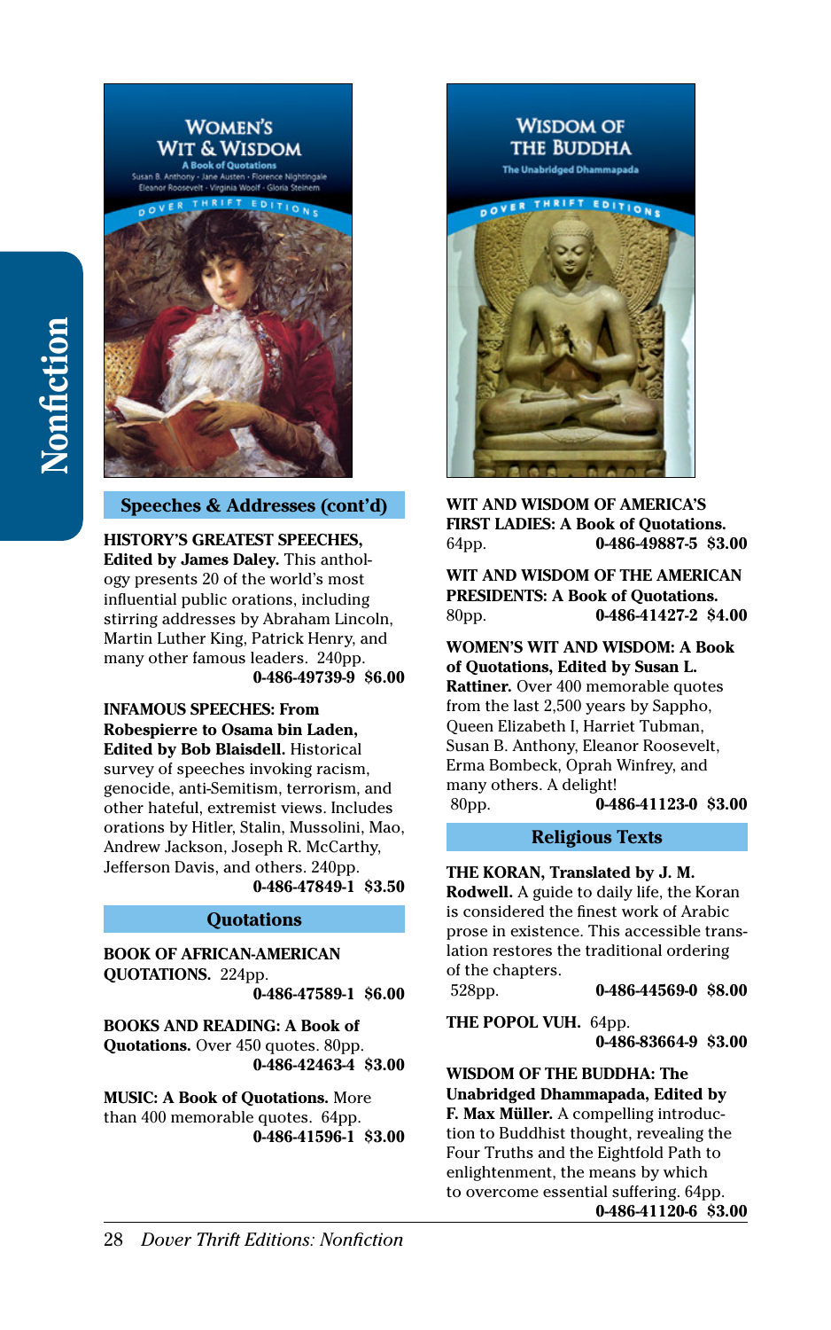## Speeches & Addresses (cont'd)

**HISTORY'S GREATEST SPEECHES, Edited by James Daley.** This anthology presents 20 of the world's most influential public orations, including stirring addresses by Abraham Lincoln, Martin Luther King, Patrick Henry, and many other famous leaders. 240pp.
**0-486-49739-9 $6.00**

**INFAMOUS SPEECHES: From Robespierre to Osama bin Laden, Edited by Bob Blaisdell.** Historical survey of speeches invoking racism, genocide, anti-Semitism, terrorism, and other hateful, extremist views. Includes orations by Hitler, Stalin, Mussolini, Mao, Andrew Jackson, Joseph R. McCarthy, Jefferson Davis, and others. 240pp.
**0-486-47849-1 $3.50**

## Quotations

**BOOK OF AFRICAN-AMERICAN QUOTATIONS.** 224pp.
**0-486-47589-1 $6.00**

**BOOKS AND READING: A Book of Quotations.** Over 450 quotes. 80pp.
**0-486-42463-4 $3.00**

**MUSIC: A Book of Quotations.** More than 400 memorable quotes. 64pp.
**0-486-41596-1 $3.00**

**WIT AND WISDOM OF AMERICA'S FIRST LADIES: A Book of Quotations.** 64pp. **0-486-49887-5 $3.00**

**WIT AND WISDOM OF THE AMERICAN PRESIDENTS: A Book of Quotations.** 80pp. **0-486-41427-2 $4.00**

**WOMEN'S WIT AND WISDOM: A Book of Quotations, Edited by Susan L. Rattiner.** Over 400 memorable quotes from the last 2,500 years by Sappho, Queen Elizabeth I, Harriet Tubman, Susan B. Anthony, Eleanor Roosevelt, Erma Bombeck, Oprah Winfrey, and many others. A delight!
80pp. **0-486-41123-0 $3.00**

## Religious Texts

**THE KORAN, Translated by J. M. Rodwell.** A guide to daily life, the Koran is considered the finest work of Arabic prose in existence. This accessible translation restores the traditional ordering of the chapters.
528pp. **0-486-44569-0 $8.00**

**THE POPOL VUH.** 64pp.
**0-486-83664-9 $3.00**

**WISDOM OF THE BUDDHA: The Unabridged Dhammapada, Edited by F. Max Müller.** A compelling introduction to Buddhist thought, revealing the Four Truths and the Eightfold Path to enlightenment, the means by which to overcome essential suffering. 64pp.
**0-486-41120-6 $3.00**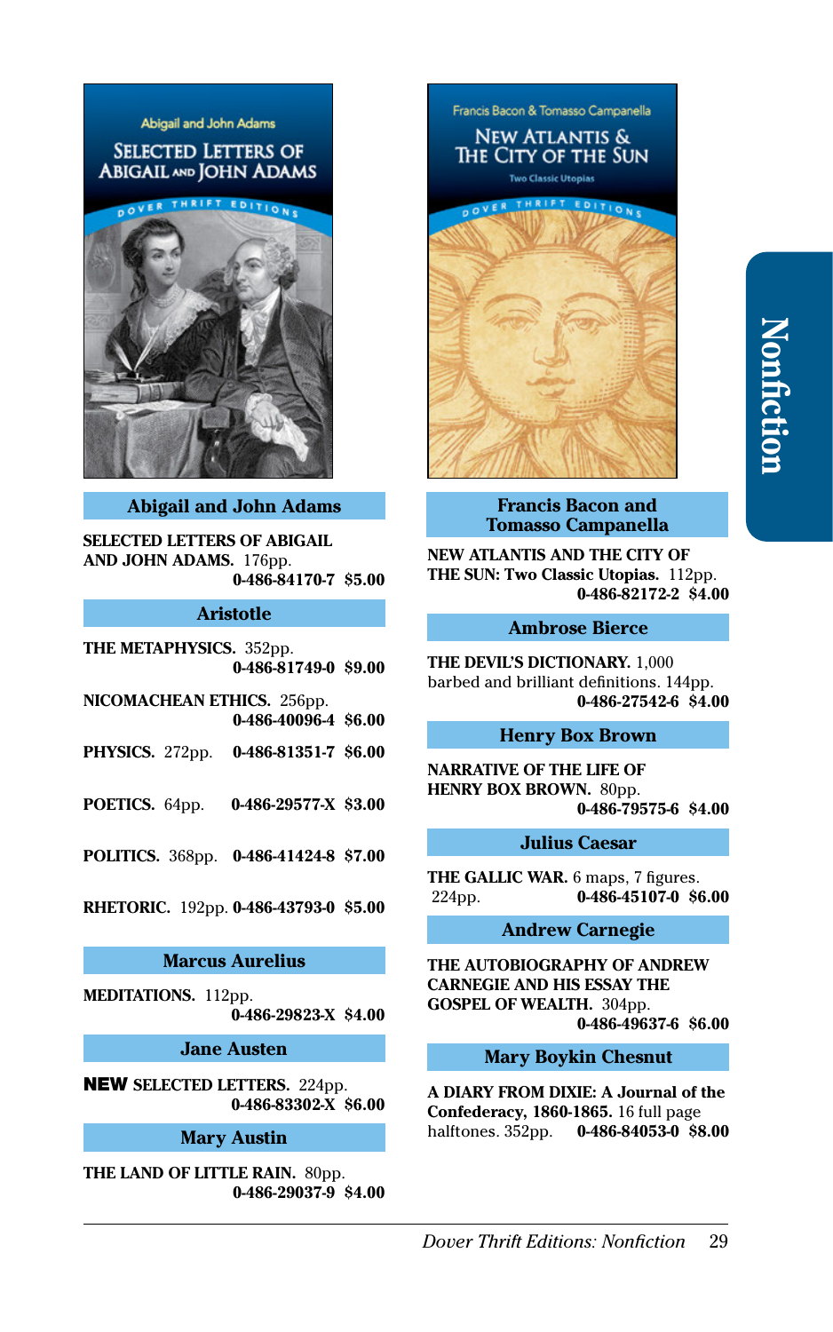## Abigail and John Adams

**SELECTED LETTERS OF ABIGAIL AND JOHN ADAMS.** 176pp.
**0-486-84170-7 $5.00**

## Aristotle

**THE METAPHYSICS.** 352pp.
**0-486-81749-0 $9.00**

**NICOMACHEAN ETHICS.** 256pp.
**0-486-40096-4 $6.00**

**PHYSICS.** 272pp. **0-486-81351-7 $6.00**

**POETICS.** 64pp. **0-486-29577-X $3.00**

**POLITICS.** 368pp. **0-486-41424-8 $7.00**

**RHETORIC.** 192pp. **0-486-43793-0 $5.00**

## Marcus Aurelius

**MEDITATIONS.** 112pp.
**0-486-29823-X $4.00**

## Jane Austen

**NEW SELECTED LETTERS.** 224pp.
**0-486-83302-X $6.00**

## Mary Austin

**THE LAND OF LITTLE RAIN.** 80pp.
**0-486-29037-9 $4.00**

## Francis Bacon and Tomasso Campanella

**NEW ATLANTIS AND THE CITY OF THE SUN: Two Classic Utopias.** 112pp.
**0-486-82172-2 $4.00**

## Ambrose Bierce

**THE DEVIL'S DICTIONARY.** 1,000 barbed and brilliant definitions. 144pp.
**0-486-27542-6 $4.00**

## Henry Box Brown

**NARRATIVE OF THE LIFE OF HENRY BOX BROWN.** 80pp.
**0-486-79575-6 $4.00**

## Julius Caesar

**THE GALLIC WAR.** 6 maps, 7 figures. 224pp. **0-486-45107-0 $6.00**

## Andrew Carnegie

**THE AUTOBIOGRAPHY OF ANDREW CARNEGIE AND HIS ESSAY THE GOSPEL OF WEALTH.** 304pp.
**0-486-49637-6 $6.00**

## Mary Boykin Chesnut

**A DIARY FROM DIXIE: A Journal of the Confederacy, 1860-1865.** 16 full page halftones. 352pp. **0-486-84053-0 $8.00**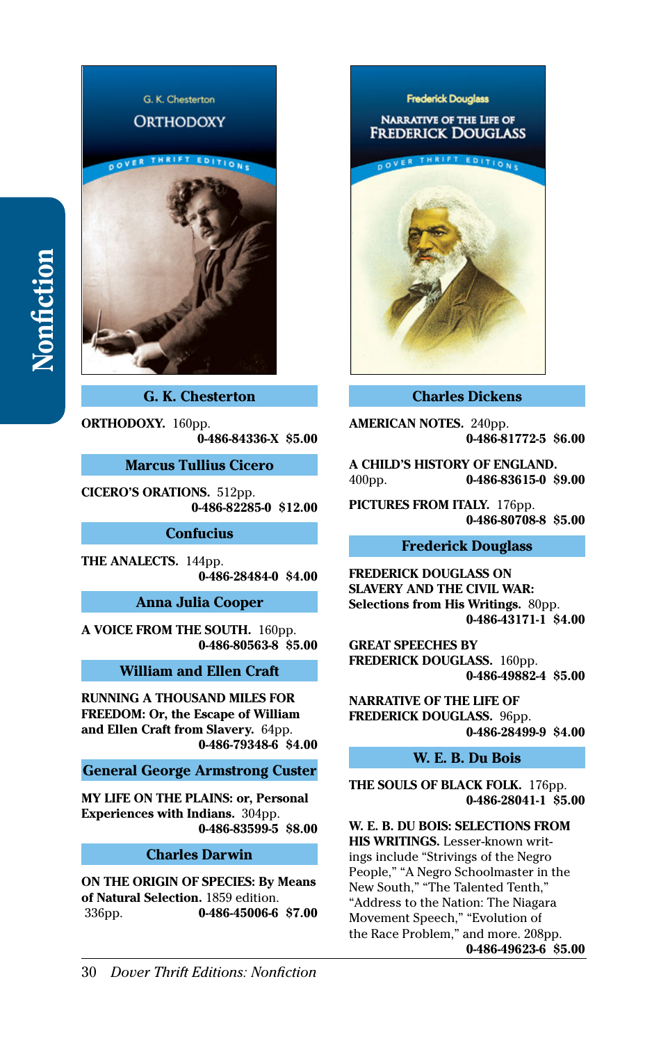Nonfiction

## G. K. Chesterton

**ORTHODOXY.** 160pp.
**0-486-84336-X $5.00**

## Marcus Tullius Cicero

**CICERO'S ORATIONS.** 512pp.
**0-486-82285-0 $12.00**

## Confucius

**THE ANALECTS.** 144pp.
**0-486-28484-0 $4.00**

## Anna Julia Cooper

**A VOICE FROM THE SOUTH.** 160pp.
**0-486-80563-8 $5.00**

## William and Ellen Craft

**RUNNING A THOUSAND MILES FOR FREEDOM: Or, the Escape of William and Ellen Craft from Slavery.** 64pp.
**0-486-79348-6 $4.00**

## General George Armstrong Custer

**MY LIFE ON THE PLAINS: or, Personal Experiences with Indians.** 304pp.
**0-486-83599-5 $8.00**

## Charles Darwin

**ON THE ORIGIN OF SPECIES: By Means of Natural Selection.** 1859 edition. 336pp.
**0-486-45006-6 $7.00**

## Charles Dickens

**AMERICAN NOTES.** 240pp.
**0-486-81772-5 $6.00**

**A CHILD'S HISTORY OF ENGLAND.** 400pp.
**0-486-83615-0 $9.00**

**PICTURES FROM ITALY.** 176pp.
**0-486-80708-8 $5.00**

## Frederick Douglass

**FREDERICK DOUGLASS ON SLAVERY AND THE CIVIL WAR: Selections from His Writings.** 80pp.
**0-486-43171-1 $4.00**

**GREAT SPEECHES BY FREDERICK DOUGLASS.** 160pp.
**0-486-49882-4 $5.00**

**NARRATIVE OF THE LIFE OF FREDERICK DOUGLASS.** 96pp.
**0-486-28499-9 $4.00**

## W. E. B. Du Bois

**THE SOULS OF BLACK FOLK.** 176pp.
**0-486-28041-1 $5.00**

**W. E. B. DU BOIS: SELECTIONS FROM HIS WRITINGS.** Lesser-known writings include "Strivings of the Negro People," "A Negro Schoolmaster in the New South," "The Talented Tenth," "Address to the Nation: The Niagara Movement Speech," "Evolution of the Race Problem," and more. 208pp.
**0-486-49623-6 $5.00**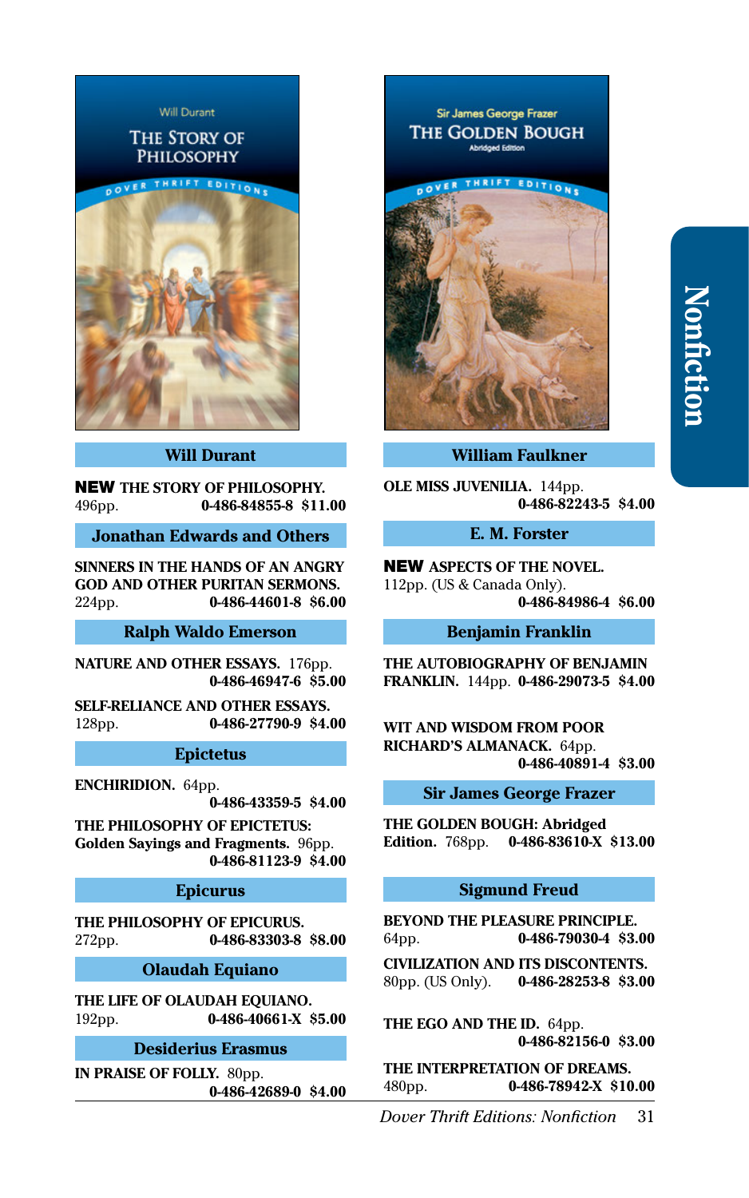## Will Durant

**NEW THE STORY OF PHILOSOPHY.** 496pp. **0-486-84855-8 $11.00**

## Jonathan Edwards and Others

**SINNERS IN THE HANDS OF AN ANGRY GOD AND OTHER PURITAN SERMONS.** 224pp. **0-486-44601-8 $6.00**

## Ralph Waldo Emerson

**NATURE AND OTHER ESSAYS.** 176pp. **0-486-46947-6 $5.00**

**SELF-RELIANCE AND OTHER ESSAYS.** 128pp. **0-486-27790-9 $4.00**

## Epictetus

**ENCHIRIDION.** 64pp. **0-486-43359-5 $4.00**

**THE PHILOSOPHY OF EPICTETUS: Golden Sayings and Fragments.** 96pp. **0-486-81123-9 $4.00**

## Epicurus

**THE PHILOSOPHY OF EPICURUS.** 272pp. **0-486-83303-8 $8.00**

## Olaudah Equiano

**THE LIFE OF OLAUDAH EQUIANO.** 192pp. **0-486-40661-X $5.00**

## Desiderius Erasmus

**IN PRAISE OF FOLLY.** 80pp. **0-486-42689-0 $4.00**

## William Faulkner

**OLE MISS JUVENILIA.** 144pp. **0-486-82243-5 $4.00**

## E. M. Forster

**NEW ASPECTS OF THE NOVEL.** 112pp. (US & Canada Only). **0-486-84986-4 $6.00**

## Benjamin Franklin

**THE AUTOBIOGRAPHY OF BENJAMIN FRANKLIN.** 144pp. **0-486-29073-5 $4.00**

**WIT AND WISDOM FROM POOR RICHARD'S ALMANACK.** 64pp. **0-486-40891-4 $3.00**

## Sir James George Frazer

**THE GOLDEN BOUGH: Abridged Edition.** 768pp. **0-486-83610-X $13.00**

## Sigmund Freud

**BEYOND THE PLEASURE PRINCIPLE.** 64pp. **0-486-79030-4 $3.00**

**CIVILIZATION AND ITS DISCONTENTS.** 80pp. (US Only). **0-486-28253-8 $3.00**

**THE EGO AND THE ID.** 64pp. **0-486-82156-0 $3.00**

**THE INTERPRETATION OF DREAMS.** 480pp. **0-486-78942-X $10.00**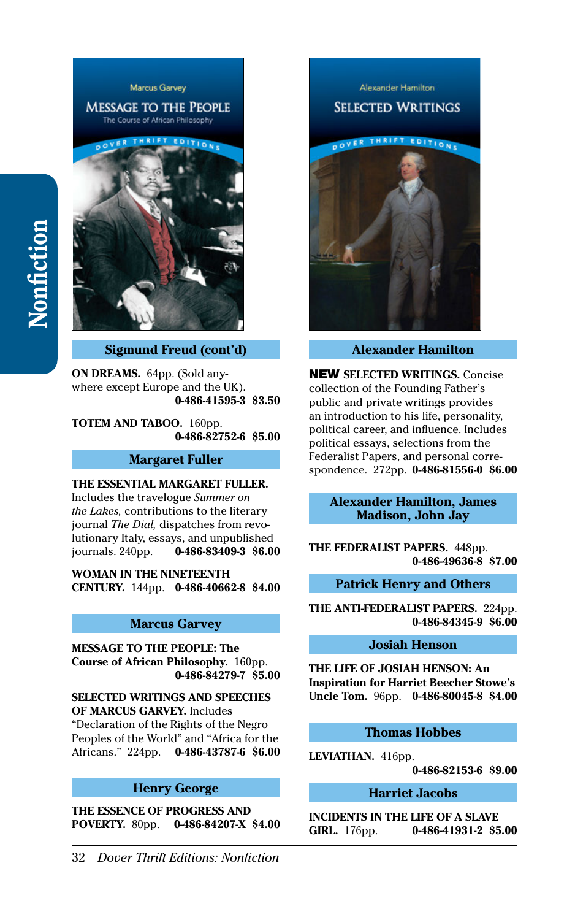## Sigmund Freud (cont'd)

**ON DREAMS.** 64pp. (Sold anywhere except Europe and the UK). **0-486-41595-3 $3.50**

**TOTEM AND TABOO.** 160pp. **0-486-82752-6 $5.00**

## Margaret Fuller

**THE ESSENTIAL MARGARET FULLER.** Includes the travelogue *Summer on the Lakes,* contributions to the literary journal *The Dial,* dispatches from revolutionary Italy, essays, and unpublished journals. 240pp. **0-486-83409-3 $6.00**

**WOMAN IN THE NINETEENTH CENTURY.** 144pp. **0-486-40662-8 $4.00**

## Marcus Garvey

**MESSAGE TO THE PEOPLE: The Course of African Philosophy.** 160pp. **0-486-84279-7 $5.00**

**SELECTED WRITINGS AND SPEECHES OF MARCUS GARVEY.** Includes "Declaration of the Rights of the Negro Peoples of the World" and "Africa for the Africans." 224pp. **0-486-43787-6 $6.00**

## Henry George

**THE ESSENCE OF PROGRESS AND POVERTY.** 80pp. **0-486-84207-X $4.00**

## Alexander Hamilton

**NEW SELECTED WRITINGS.** Concise collection of the Founding Father's public and private writings provides an introduction to his life, personality, political career, and influence. Includes political essays, selections from the Federalist Papers, and personal correspondence. 272pp. **0-486-81556-0 $6.00**

## Alexander Hamilton, James Madison, John Jay

**THE FEDERALIST PAPERS.** 448pp. **0-486-49636-8 $7.00**

## Patrick Henry and Others

**THE ANTI-FEDERALIST PAPERS.** 224pp. **0-486-84345-9 $6.00**

## Josiah Henson

**THE LIFE OF JOSIAH HENSON: An Inspiration for Harriet Beecher Stowe's Uncle Tom.** 96pp. **0-486-80045-8 $4.00**

## Thomas Hobbes

**LEVIATHAN.** 416pp. **0-486-82153-6 $9.00**

## Harriet Jacobs

**INCIDENTS IN THE LIFE OF A SLAVE GIRL.** 176pp. **0-486-41931-2 $5.00**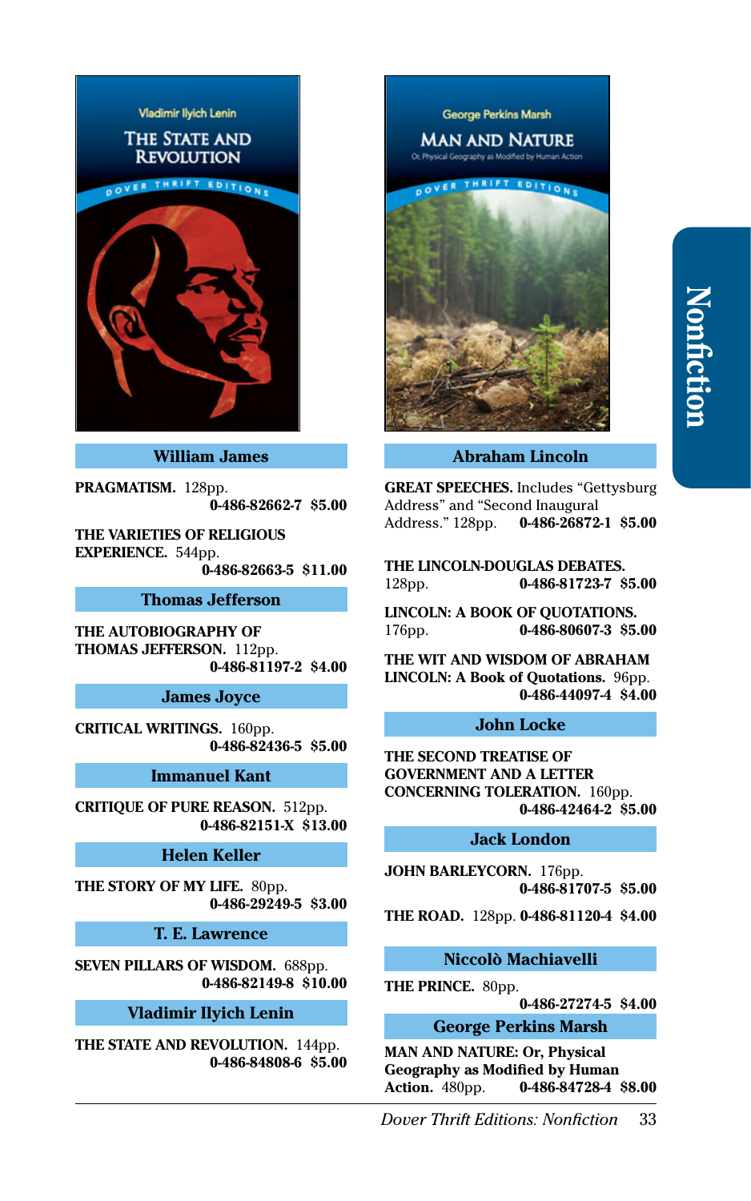## William James

**PRAGMATISM.** 128pp.
**0-486-82662-7 $5.00**

**THE VARIETIES OF RELIGIOUS EXPERIENCE.** 544pp.
**0-486-82663-5 $11.00**

## Thomas Jefferson

**THE AUTOBIOGRAPHY OF THOMAS JEFFERSON.** 112pp.
**0-486-81197-2 $4.00**

## James Joyce

**CRITICAL WRITINGS.** 160pp.
**0-486-82436-5 $5.00**

## Immanuel Kant

**CRITIQUE OF PURE REASON.** 512pp.
**0-486-82151-X $13.00**

## Helen Keller

**THE STORY OF MY LIFE.** 80pp.
**0-486-29249-5 $3.00**

## T. E. Lawrence

**SEVEN PILLARS OF WISDOM.** 688pp.
**0-486-82149-8 $10.00**

## Vladimir Ilyich Lenin

**THE STATE AND REVOLUTION.** 144pp.
**0-486-84808-6 $5.00**

## Abraham Lincoln

**GREAT SPEECHES.** Includes "Gettysburg Address" and "Second Inaugural Address." 128pp. **0-486-26872-1 $5.00**

**THE LINCOLN-DOUGLAS DEBATES.** 128pp. **0-486-81723-7 $5.00**

**LINCOLN: A BOOK OF QUOTATIONS.** 176pp. **0-486-80607-3 $5.00**

**THE WIT AND WISDOM OF ABRAHAM LINCOLN: A Book of Quotations.** 96pp.
**0-486-44097-4 $4.00**

## John Locke

**THE SECOND TREATISE OF GOVERNMENT AND A LETTER CONCERNING TOLERATION.** 160pp.
**0-486-42464-2 $5.00**

## Jack London

**JOHN BARLEYCORN.** 176pp.
**0-486-81707-5 $5.00**

**THE ROAD.** 128pp. **0-486-81120-4 $4.00**

## Niccolò Machiavelli

**THE PRINCE.** 80pp.
**0-486-27274-5 $4.00**

## George Perkins Marsh

**MAN AND NATURE: Or, Physical Geography as Modified by Human Action.** 480pp. **0-486-84728-4 $8.00**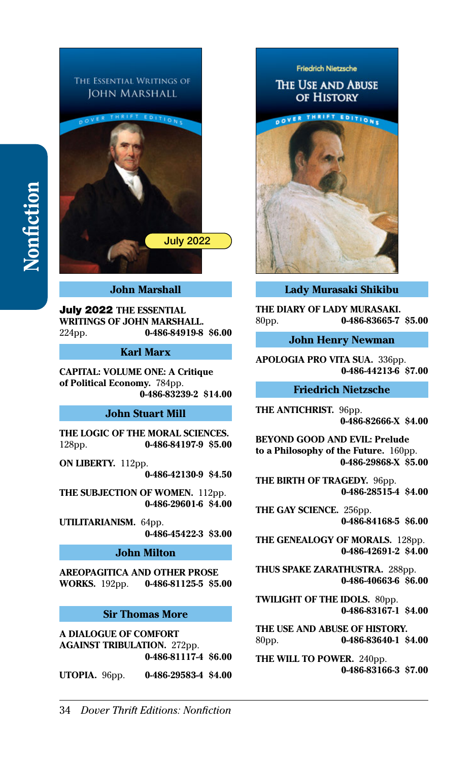Nonfiction

THE ESSENTIAL WRITINGS OF JOHN MARSHALL

DOVER THRIFT EDITIONS

July 2022

### John Marshall

**July 2022** **THE ESSENTIAL WRITINGS OF JOHN MARSHALL.** 224pp. **0-486-84919-8 $6.00**

### Karl Marx

**CAPITAL: VOLUME ONE: A Critique of Political Economy.** 784pp. **0-486-83239-2 $14.00**

### John Stuart Mill

**THE LOGIC OF THE MORAL SCIENCES.** 128pp. **0-486-84197-9 $5.00**

**ON LIBERTY.** 112pp. **0-486-42130-9 $4.50**

**THE SUBJECTION OF WOMEN.** 112pp. **0-486-29601-6 $4.00**

**UTILITARIANISM.** 64pp. **0-486-45422-3 $3.00**

### John Milton

**AREOPAGITICA AND OTHER PROSE WORKS.** 192pp. **0-486-81125-5 $5.00**

### Sir Thomas More

**A DIALOGUE OF COMFORT AGAINST TRIBULATION.** 272pp. **0-486-81117-4 $6.00**

**UTOPIA.** 96pp. **0-486-29583-4 $4.00**

Friedrich Nietzsche
THE USE AND ABUSE OF HISTORY

DOVER THRIFT EDITIONS

### Lady Murasaki Shikibu

**THE DIARY OF LADY MURASAKI.** 80pp. **0-486-83665-7 $5.00**

### John Henry Newman

**APOLOGIA PRO VITA SUA.** 336pp. **0-486-44213-6 $7.00**

### Friedrich Nietzsche

**THE ANTICHRIST.** 96pp. **0-486-82666-X $4.00**

**BEYOND GOOD AND EVIL: Prelude to a Philosophy of the Future.** 160pp. **0-486-29868-X $5.00**

**THE BIRTH OF TRAGEDY.** 96pp. **0-486-28515-4 $4.00**

**THE GAY SCIENCE.** 256pp. **0-486-84168-5 $6.00**

**THE GENEALOGY OF MORALS.** 128pp. **0-486-42691-2 $4.00**

**THUS SPAKE ZARATHUSTRA.** 288pp. **0-486-40663-6 $6.00**

**TWILIGHT OF THE IDOLS.** 80pp. **0-486-83167-1 $4.00**

**THE USE AND ABUSE OF HISTORY.** 80pp. **0-486-83640-1 $4.00**

**THE WILL TO POWER.** 240pp. **0-486-83166-3 $7.00**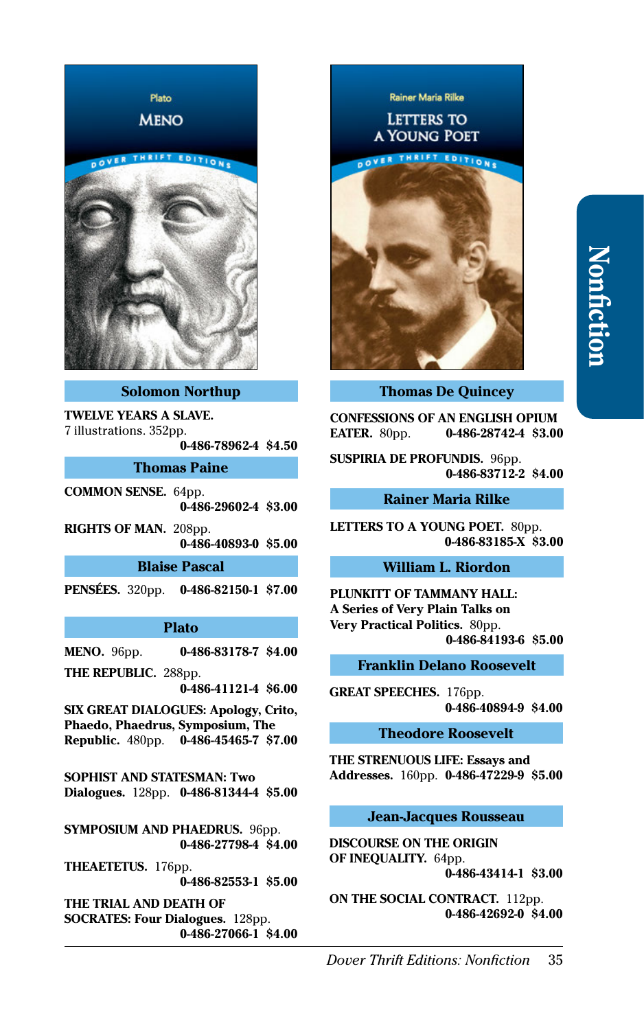## Solomon Northup

**TWELVE YEARS A SLAVE.** 7 illustrations. 352pp.
**0-486-78962-4 $4.50**

## Thomas Paine

**COMMON SENSE.** 64pp.
**0-486-29602-4 $3.00**

**RIGHTS OF MAN.** 208pp.
**0-486-40893-0 $5.00**

## Blaise Pascal

**PENSÉES.** 320pp. **0-486-82150-1 $7.00**

## Plato

**MENO.** 96pp. **0-486-83178-7 $4.00**

**THE REPUBLIC.** 288pp.
**0-486-41121-4 $6.00**

**SIX GREAT DIALOGUES: Apology, Crito, Phaedo, Phaedrus, Symposium, The Republic.** 480pp. **0-486-45465-7 $7.00**

**SOPHIST AND STATESMAN: Two Dialogues.** 128pp. **0-486-81344-4 $5.00**

**SYMPOSIUM AND PHAEDRUS.** 96pp.
**0-486-27798-4 $4.00**

**THEAETETUS.** 176pp.
**0-486-82553-1 $5.00**

**THE TRIAL AND DEATH OF SOCRATES: Four Dialogues.** 128pp.
**0-486-27066-1 $4.00**

## Thomas De Quincey

**CONFESSIONS OF AN ENGLISH OPIUM EATER.** 80pp. **0-486-28742-4 $3.00**

**SUSPIRIA DE PROFUNDIS.** 96pp.
**0-486-83712-2 $4.00**

## Rainer Maria Rilke

**LETTERS TO A YOUNG POET.** 80pp.
**0-486-83185-X $3.00**

## William L. Riordon

**PLUNKITT OF TAMMANY HALL: A Series of Very Plain Talks on Very Practical Politics.** 80pp.
**0-486-84193-6 $5.00**

## Franklin Delano Roosevelt

**GREAT SPEECHES.** 176pp.
**0-486-40894-9 $4.00**

## Theodore Roosevelt

**THE STRENUOUS LIFE: Essays and Addresses.** 160pp. **0-486-47229-9 $5.00**

## Jean-Jacques Rousseau

**DISCOURSE ON THE ORIGIN OF INEQUALITY.** 64pp.
**0-486-43414-1 $3.00**

**ON THE SOCIAL CONTRACT.** 112pp.
**0-486-42692-0 $4.00**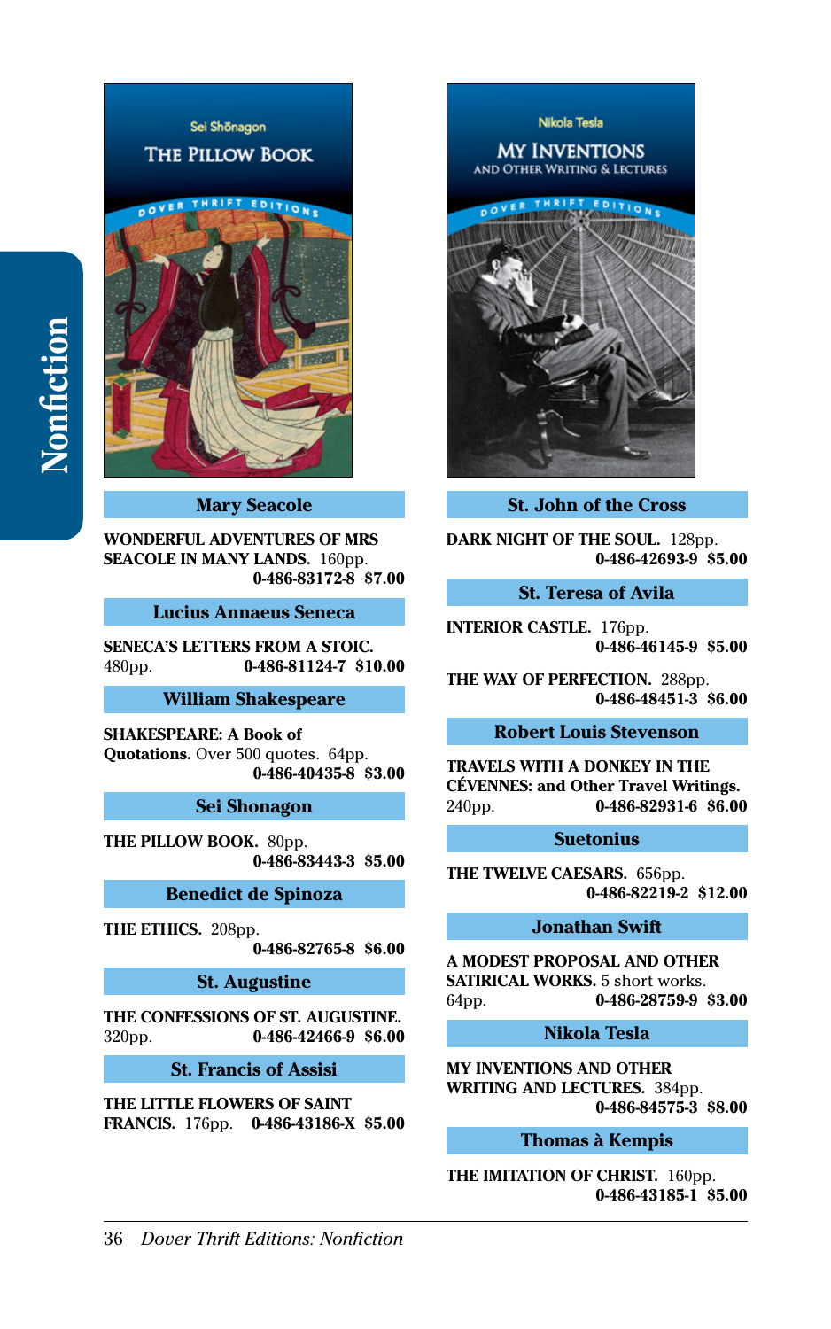## Mary Seacole

**WONDERFUL ADVENTURES OF MRS SEACOLE IN MANY LANDS.** 160pp.
**0-486-83172-8 $7.00**

## Lucius Annaeus Seneca

**SENECA'S LETTERS FROM A STOIC.** 480pp. **0-486-81124-7 $10.00**

## William Shakespeare

**SHAKESPEARE: A Book of Quotations.** Over 500 quotes. 64pp.
**0-486-40435-8 $3.00**

## Sei Shonagon

**THE PILLOW BOOK.** 80pp.
**0-486-83443-3 $5.00**

## Benedict de Spinoza

**THE ETHICS.** 208pp.
**0-486-82765-8 $6.00**

## St. Augustine

**THE CONFESSIONS OF ST. AUGUSTINE.** 320pp. **0-486-42466-9 $6.00**

## St. Francis of Assisi

**THE LITTLE FLOWERS OF SAINT FRANCIS.** 176pp. **0-486-43186-X $5.00**

## St. John of the Cross

**DARK NIGHT OF THE SOUL.** 128pp.
**0-486-42693-9 $5.00**

## St. Teresa of Avila

**INTERIOR CASTLE.** 176pp.
**0-486-46145-9 $5.00**

**THE WAY OF PERFECTION.** 288pp.
**0-486-48451-3 $6.00**

## Robert Louis Stevenson

**TRAVELS WITH A DONKEY IN THE CÉVENNES: and Other Travel Writings.** 240pp. **0-486-82931-6 $6.00**

## Suetonius

**THE TWELVE CAESARS.** 656pp.
**0-486-82219-2 $12.00**

## Jonathan Swift

**A MODEST PROPOSAL AND OTHER SATIRICAL WORKS.** 5 short works. 64pp. **0-486-28759-9 $3.00**

## Nikola Tesla

**MY INVENTIONS AND OTHER WRITING AND LECTURES.** 384pp.
**0-486-84575-3 $8.00**

## Thomas à Kempis

**THE IMITATION OF CHRIST.** 160pp.
**0-486-43185-1 $5.00**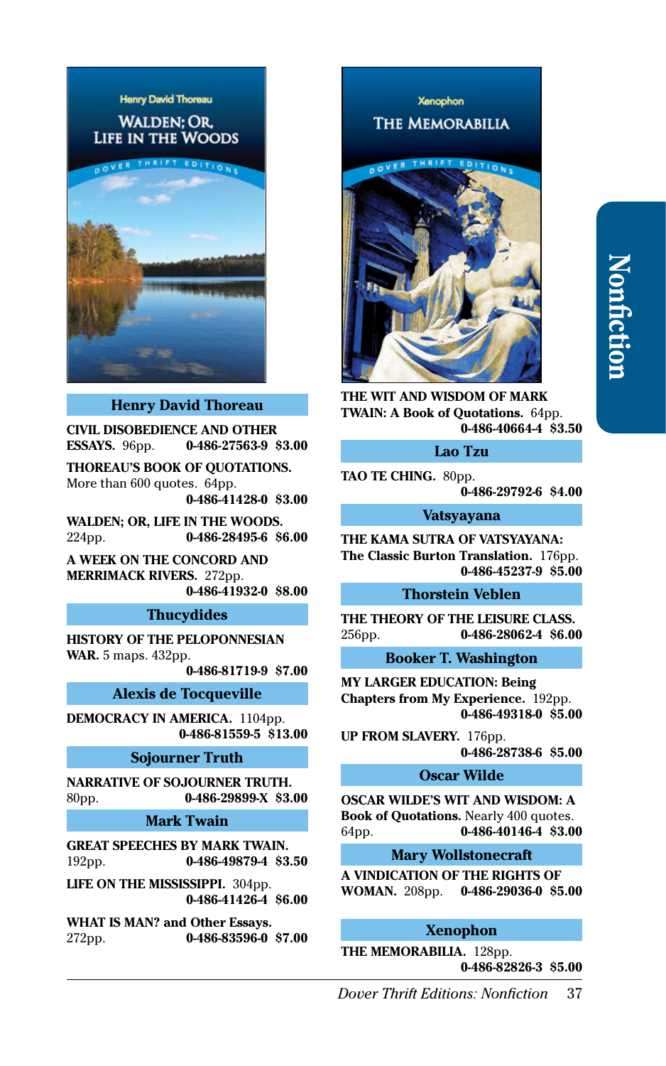## Henry David Thoreau

**CIVIL DISOBEDIENCE AND OTHER ESSAYS.** 96pp. **0-486-27563-9 $3.00**

**THOREAU'S BOOK OF QUOTATIONS.** More than 600 quotes. 64pp. **0-486-41428-0 $3.00**

**WALDEN; OR, LIFE IN THE WOODS.** 224pp. **0-486-28495-6 $6.00**

**A WEEK ON THE CONCORD AND MERRIMACK RIVERS.** 272pp. **0-486-41932-0 $8.00**

## Thucydides

**HISTORY OF THE PELOPONNESIAN WAR.** 5 maps. 432pp. **0-486-81719-9 $7.00**

## Alexis de Tocqueville

**DEMOCRACY IN AMERICA.** 1104pp. **0-486-81559-5 $13.00**

## Sojourner Truth

**NARRATIVE OF SOJOURNER TRUTH.** 80pp. **0-486-29899-X $3.00**

## Mark Twain

**GREAT SPEECHES BY MARK TWAIN.** 192pp. **0-486-49879-4 $3.50**

**LIFE ON THE MISSISSIPPI.** 304pp. **0-486-41426-4 $6.00**

**WHAT IS MAN? and Other Essays.** 272pp. **0-486-83596-0 $7.00**

**THE WIT AND WISDOM OF MARK TWAIN: A Book of Quotations.** 64pp. **0-486-40664-4 $3.50**

## Lao Tzu

**TAO TE CHING.** 80pp. **0-486-29792-6 $4.00**

## Vatsyayana

**THE KAMA SUTRA OF VATSYAYANA: The Classic Burton Translation.** 176pp. **0-486-45237-9 $5.00**

## Thorstein Veblen

**THE THEORY OF THE LEISURE CLASS.** 256pp. **0-486-28062-4 $6.00**

## Booker T. Washington

**MY LARGER EDUCATION: Being Chapters from My Experience.** 192pp. **0-486-49318-0 $5.00**

**UP FROM SLAVERY.** 176pp. **0-486-28738-6 $5.00**

## Oscar Wilde

**OSCAR WILDE'S WIT AND WISDOM: A Book of Quotations.** Nearly 400 quotes. 64pp. **0-486-40146-4 $3.00**

## Mary Wollstonecraft

**A VINDICATION OF THE RIGHTS OF WOMAN.** 208pp. **0-486-29036-0 $5.00**

## Xenophon

**THE MEMORABILIA.** 128pp. **0-486-82826-3 $5.00**